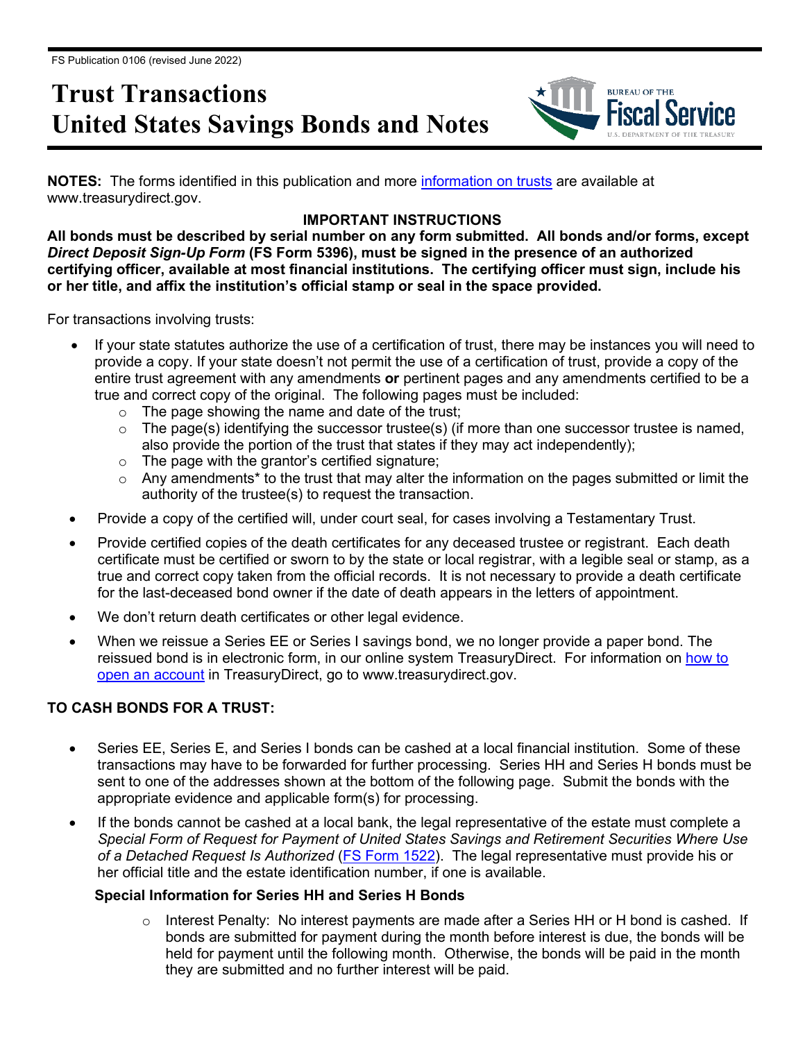FS Publication 0106 (revised June 2022)

# Trust Transactions
# United States Savings Bonds and Notes

**NOTES:** The forms identified in this publication and more information on trusts are available at www.treasurydirect.gov.

**IMPORTANT INSTRUCTIONS**

**All bonds must be described by serial number on any form submitted. All bonds and/or forms, except *Direct Deposit Sign-Up Form* (FS Form 5396), must be signed in the presence of an authorized certifying officer, available at most financial institutions. The certifying officer must sign, include his or her title, and affix the institution's official stamp or seal in the space provided.**

For transactions involving trusts:

- If your state statutes authorize the use of a certification of trust, there may be instances you will need to provide a copy. If your state doesn't not permit the use of a certification of trust, provide a copy of the entire trust agreement with any amendments **or** pertinent pages and any amendments certified to be a true and correct copy of the original. The following pages must be included:
  - The page showing the name and date of the trust;
  - The page(s) identifying the successor trustee(s) (if more than one successor trustee is named, also provide the portion of the trust that states if they may act independently);
  - The page with the grantor's certified signature;
  - Any amendments* to the trust that may alter the information on the pages submitted or limit the authority of the trustee(s) to request the transaction.
- Provide a copy of the certified will, under court seal, for cases involving a Testamentary Trust.
- Provide certified copies of the death certificates for any deceased trustee or registrant. Each death certificate must be certified or sworn to by the state or local registrar, with a legible seal or stamp, as a true and correct copy taken from the official records. It is not necessary to provide a death certificate for the last-deceased bond owner if the date of death appears in the letters of appointment.
- We don't return death certificates or other legal evidence.
- When we reissue a Series EE or Series I savings bond, we no longer provide a paper bond. The reissued bond is in electronic form, in our online system TreasuryDirect. For information on how to open an account in TreasuryDirect, go to www.treasurydirect.gov.

## TO CASH BONDS FOR A TRUST:

- Series EE, Series E, and Series I bonds can be cashed at a local financial institution. Some of these transactions may have to be forwarded for further processing. Series HH and Series H bonds must be sent to one of the addresses shown at the bottom of the following page. Submit the bonds with the appropriate evidence and applicable form(s) for processing.
- If the bonds cannot be cashed at a local bank, the legal representative of the estate must complete a *Special Form of Request for Payment of United States Savings and Retirement Securities Where Use of a Detached Request Is Authorized* (FS Form 1522). The legal representative must provide his or her official title and the estate identification number, if one is available.

### Special Information for Series HH and Series H Bonds

- Interest Penalty: No interest payments are made after a Series HH or H bond is cashed. If bonds are submitted for payment during the month before interest is due, the bonds will be held for payment until the following month. Otherwise, the bonds will be paid in the month they are submitted and no further interest will be paid.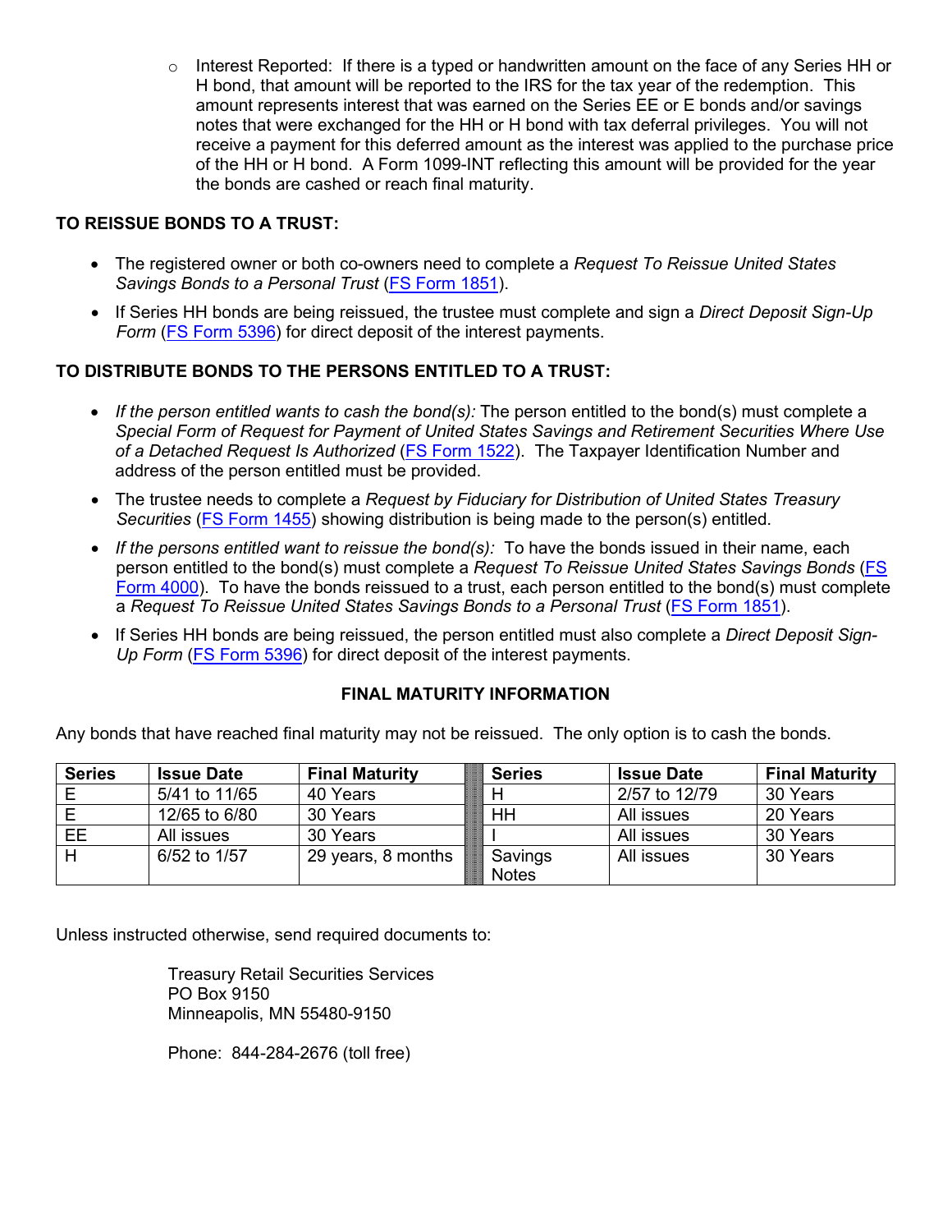- Interest Reported: If there is a typed or handwritten amount on the face of any Series HH or H bond, that amount will be reported to the IRS for the tax year of the redemption. This amount represents interest that was earned on the Series EE or E bonds and/or savings notes that were exchanged for the HH or H bond with tax deferral privileges. You will not receive a payment for this deferred amount as the interest was applied to the purchase price of the HH or H bond. A Form 1099-INT reflecting this amount will be provided for the year the bonds are cashed or reach final maturity.

**TO REISSUE BONDS TO A TRUST:**

- The registered owner or both co-owners need to complete a *Request To Reissue United States Savings Bonds to a Personal Trust* (FS Form 1851).
- If Series HH bonds are being reissued, the trustee must complete and sign a *Direct Deposit Sign-Up Form* (FS Form 5396) for direct deposit of the interest payments.

**TO DISTRIBUTE BONDS TO THE PERSONS ENTITLED TO A TRUST:**

- *If the person entitled wants to cash the bond(s):* The person entitled to the bond(s) must complete a *Special Form of Request for Payment of United States Savings and Retirement Securities Where Use of a Detached Request Is Authorized* (FS Form 1522). The Taxpayer Identification Number and address of the person entitled must be provided.
- The trustee needs to complete a *Request by Fiduciary for Distribution of United States Treasury Securities* (FS Form 1455) showing distribution is being made to the person(s) entitled.
- *If the persons entitled want to reissue the bond(s):* To have the bonds issued in their name, each person entitled to the bond(s) must complete a *Request To Reissue United States Savings Bonds* (FS Form 4000). To have the bonds reissued to a trust, each person entitled to the bond(s) must complete a *Request To Reissue United States Savings Bonds to a Personal Trust* (FS Form 1851).
- If Series HH bonds are being reissued, the person entitled must also complete a *Direct Deposit Sign-Up Form* (FS Form 5396) for direct deposit of the interest payments.

**FINAL MATURITY INFORMATION**

Any bonds that have reached final maturity may not be reissued. The only option is to cash the bonds.

| Series | Issue Date | Final Maturity | Series | Issue Date | Final Maturity |
|---|---|---|---|---|---|
| E | 5/41 to 11/65 | 40 Years | H | 2/57 to 12/79 | 30 Years |
| E | 12/65 to 6/80 | 30 Years | HH | All issues | 20 Years |
| EE | All issues | 30 Years | I | All issues | 30 Years |
| H | 6/52 to 1/57 | 29 years, 8 months | Savings Notes | All issues | 30 Years |

Unless instructed otherwise, send required documents to:

Treasury Retail Securities Services
PO Box 9150
Minneapolis, MN 55480-9150

Phone: 844-284-2676 (toll free)